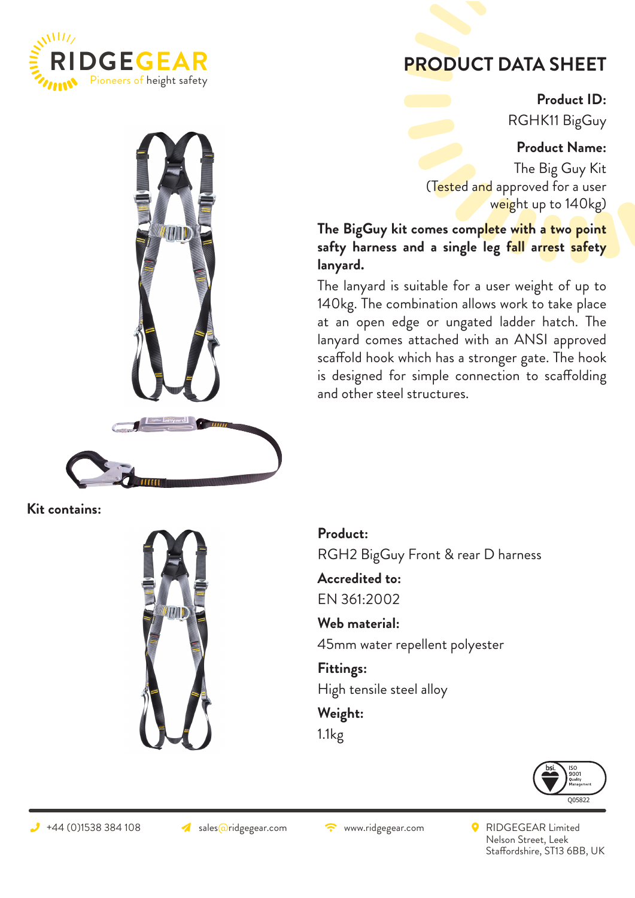RIDGEGEAR
Pioneers of height safety

# PRODUCT DATA SHEET

**Product ID:**
RGHK11 BigGuy

**Product Name:**
The Big Guy Kit
(Tested and approved for a user weight up to 140kg)

**The BigGuy kit comes complete with a two point safty harness and a single leg fall arrest safety lanyard.**

The lanyard is suitable for a user weight of up to 140kg. The combination allows work to take place at an open edge or ungated ladder hatch. The lanyard comes attached with an ANSI approved scaffold hook which has a stronger gate. The hook is designed for simple connection to scaffolding and other steel structures.

**Kit contains:**

**Product:**
RGH2 BigGuy Front & rear D harness

**Accredited to:**
EN 361:2002

**Web material:**
45mm water repellent polyester

**Fittings:**
High tensile steel alloy

**Weight:**
1.1kg

ISO 9001 Quality Management Q05822

+44 (0)1538 384 108 | sales@ridgegear.com | www.ridgegear.com | RIDGEGEAR Limited, Nelson Street, Leek, Staffordshire, ST13 6BB, UK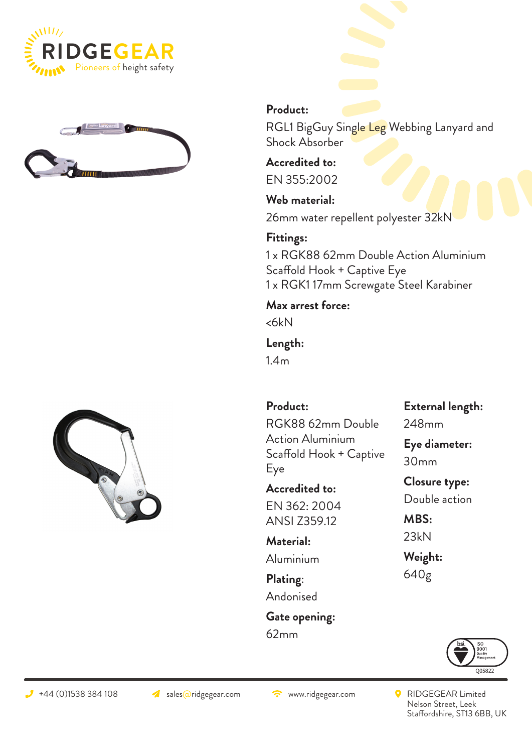**Product:**

RGL1 BigGuy Single Leg Webbing Lanyard and Shock Absorber

**Accredited to:**

EN 355:2002

**Web material:**

26mm water repellent polyester 32kN

**Fittings:**

1 x RGK88 62mm Double Action Aluminium Scaffold Hook + Captive Eye
1 x RGK1 17mm Screwgate Steel Karabiner

**Max arrest force:**

<6kN

**Length:**

1.4m

**Product:**

RGK88 62mm Double Action Aluminium Scaffold Hook + Captive Eye

**Accredited to:**

EN 362: 2004
ANSI Z359.12

**Material:**

Aluminium

**Plating:**

Andonised

**Gate opening:**

62mm

**External length:**

248mm

**Eye diameter:**

30mm

**Closure type:**

Double action

**MBS:**

23kN

**Weight:**

640g

Q05822

+44 (0)1538 384 108 sales@ridgegear.com www.ridgegear.com RIDGEGEAR Limited Nelson Street, Leek Staffordshire, ST13 6BB, UK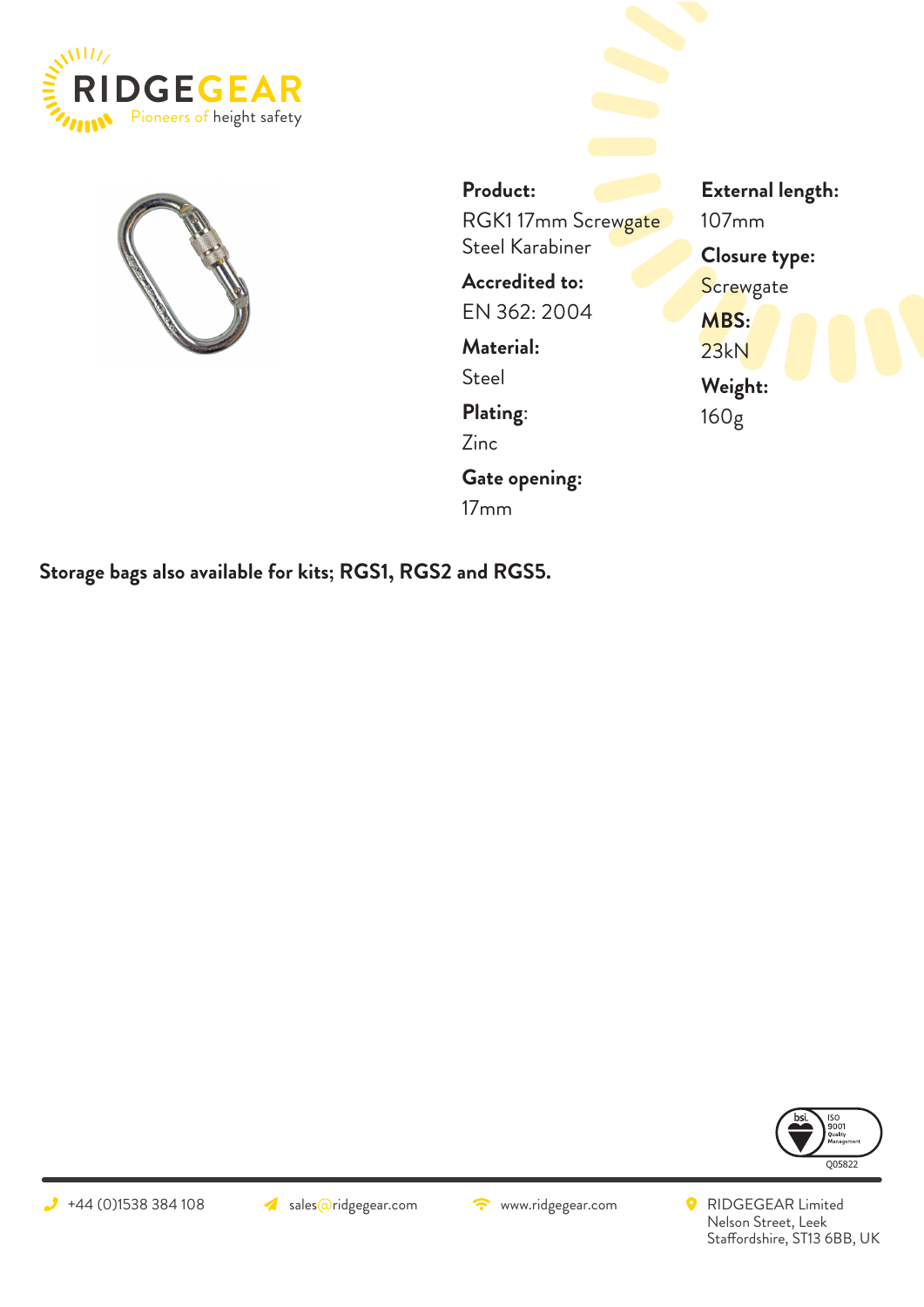**Product:**
RGK1 17mm Screwgate Steel Karabiner

**Accredited to:**
EN 362: 2004

**Material:**
Steel

**Plating:**
Zinc

**Gate opening:**
17mm

**External length:**
107mm

**Closure type:**
Screwgate

**MBS:**
23kN

**Weight:**
160g

**Storage bags also available for kits; RGS1, RGS2 and RGS5.**

+44 (0)1538 384 108 sales@ridgegear.com www.ridgegear.com RIDGEGEAR Limited Nelson Street, Leek Staffordshire, ST13 6BB, UK